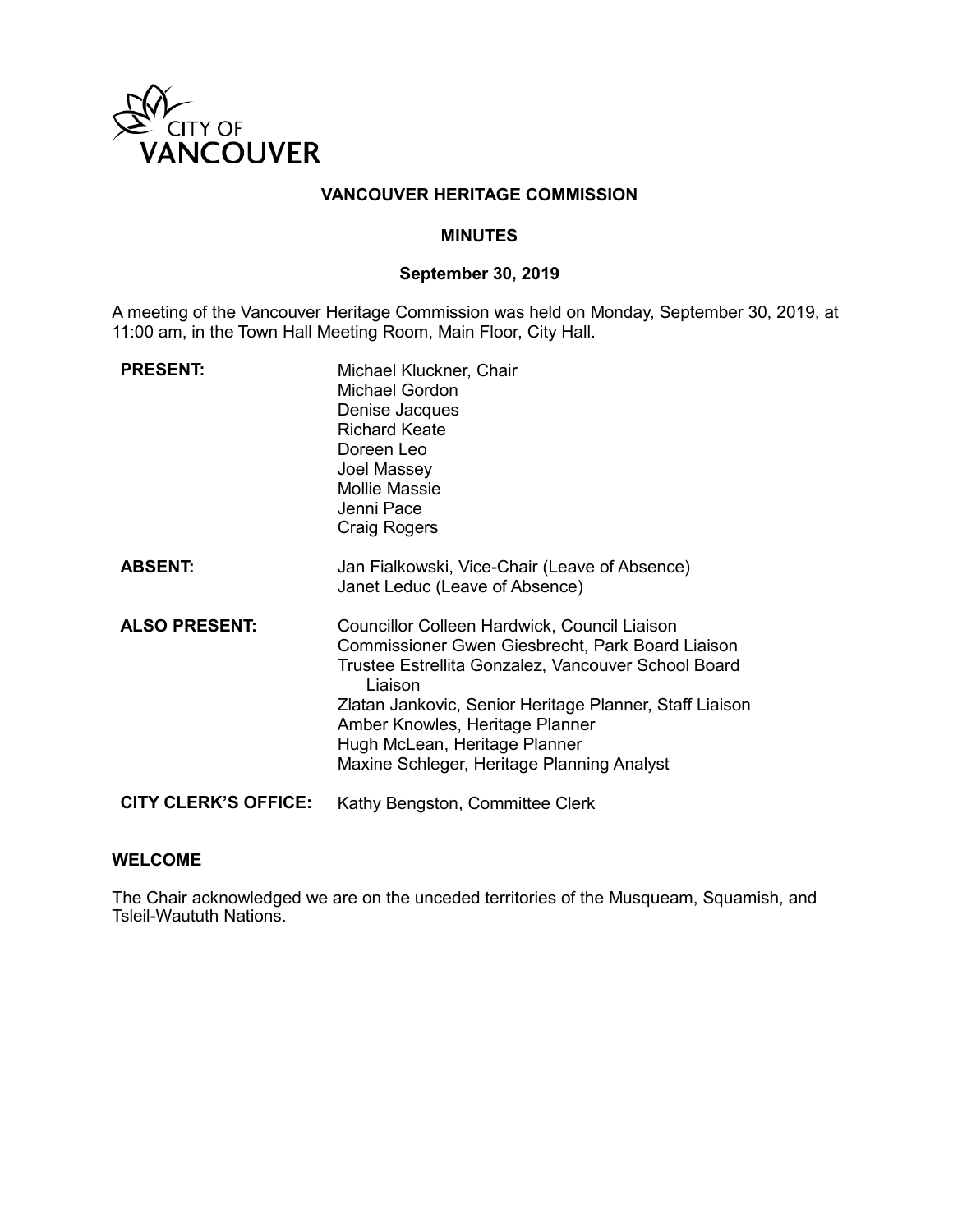CITY OF VANCOUVER

# VANCOUVER HERITAGE COMMISSION

## MINUTES

### September 30, 2019

A meeting of the Vancouver Heritage Commission was held on Monday, September 30, 2019, at 11:00 am, in the Town Hall Meeting Room, Main Floor, City Hall.

**PRESENT:**
Michael Kluckner, Chair
Michael Gordon
Denise Jacques
Richard Keate
Doreen Leo
Joel Massey
Mollie Massie
Jenni Pace
Craig Rogers

**ABSENT:**
Jan Fialkowski, Vice-Chair (Leave of Absence)
Janet Leduc (Leave of Absence)

**ALSO PRESENT:**
Councillor Colleen Hardwick, Council Liaison
Commissioner Gwen Giesbrecht, Park Board Liaison
Trustee Estrellita Gonzalez, Vancouver School Board Liaison
Zlatan Jankovic, Senior Heritage Planner, Staff Liaison
Amber Knowles, Heritage Planner
Hugh McLean, Heritage Planner
Maxine Schleger, Heritage Planning Analyst

**CITY CLERK'S OFFICE:** Kathy Bengston, Committee Clerk

**WELCOME**

The Chair acknowledged we are on the unceded territories of the Musqueam, Squamish, and Tsleil-Waututh Nations.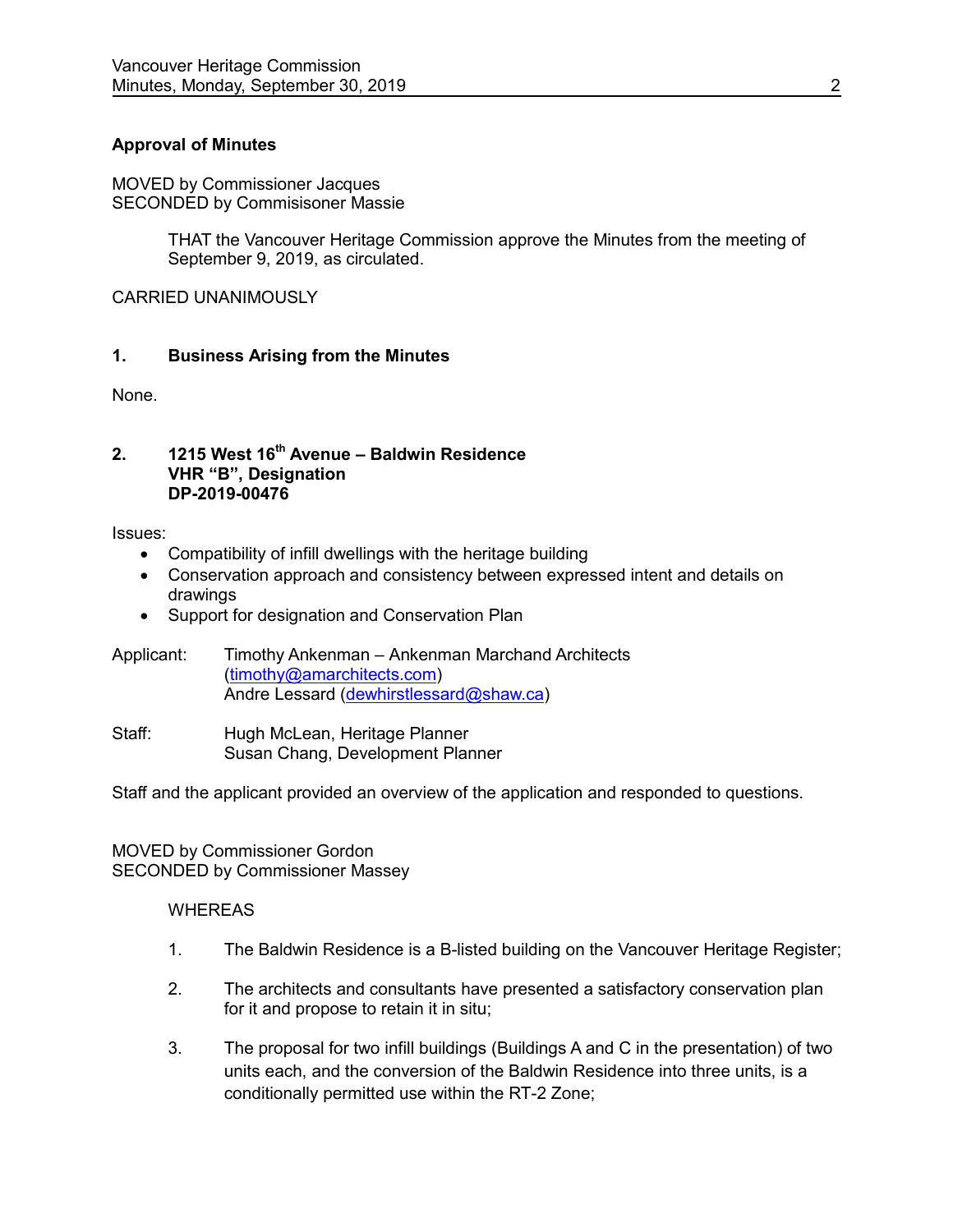**Approval of Minutes**

MOVED by Commissioner Jacques
SECONDED by Commisisoner Massie

> THAT the Vancouver Heritage Commission approve the Minutes from the meeting of September 9, 2019, as circulated.

CARRIED UNANIMOUSLY

## 1. Business Arising from the Minutes

None.

## 2. 1215 West 16th Avenue – Baldwin Residence VHR "B", Designation DP-2019-00476

Issues:

- Compatibility of infill dwellings with the heritage building
- Conservation approach and consistency between expressed intent and details on drawings
- Support for designation and Conservation Plan

Applicant: Timothy Ankenman – Ankenman Marchand Architects (timothy@amarchitects.com)
Andre Lessard (dewhirstlessard@shaw.ca)

Staff: Hugh McLean, Heritage Planner
Susan Chang, Development Planner

Staff and the applicant provided an overview of the application and responded to questions.

MOVED by Commissioner Gordon
SECONDED by Commissioner Massey

> WHEREAS
>
> 1. The Baldwin Residence is a B-listed building on the Vancouver Heritage Register;
>
> 2. The architects and consultants have presented a satisfactory conservation plan for it and propose to retain it in situ;
>
> 3. The proposal for two infill buildings (Buildings A and C in the presentation) of two units each, and the conversion of the Baldwin Residence into three units, is a conditionally permitted use within the RT-2 Zone;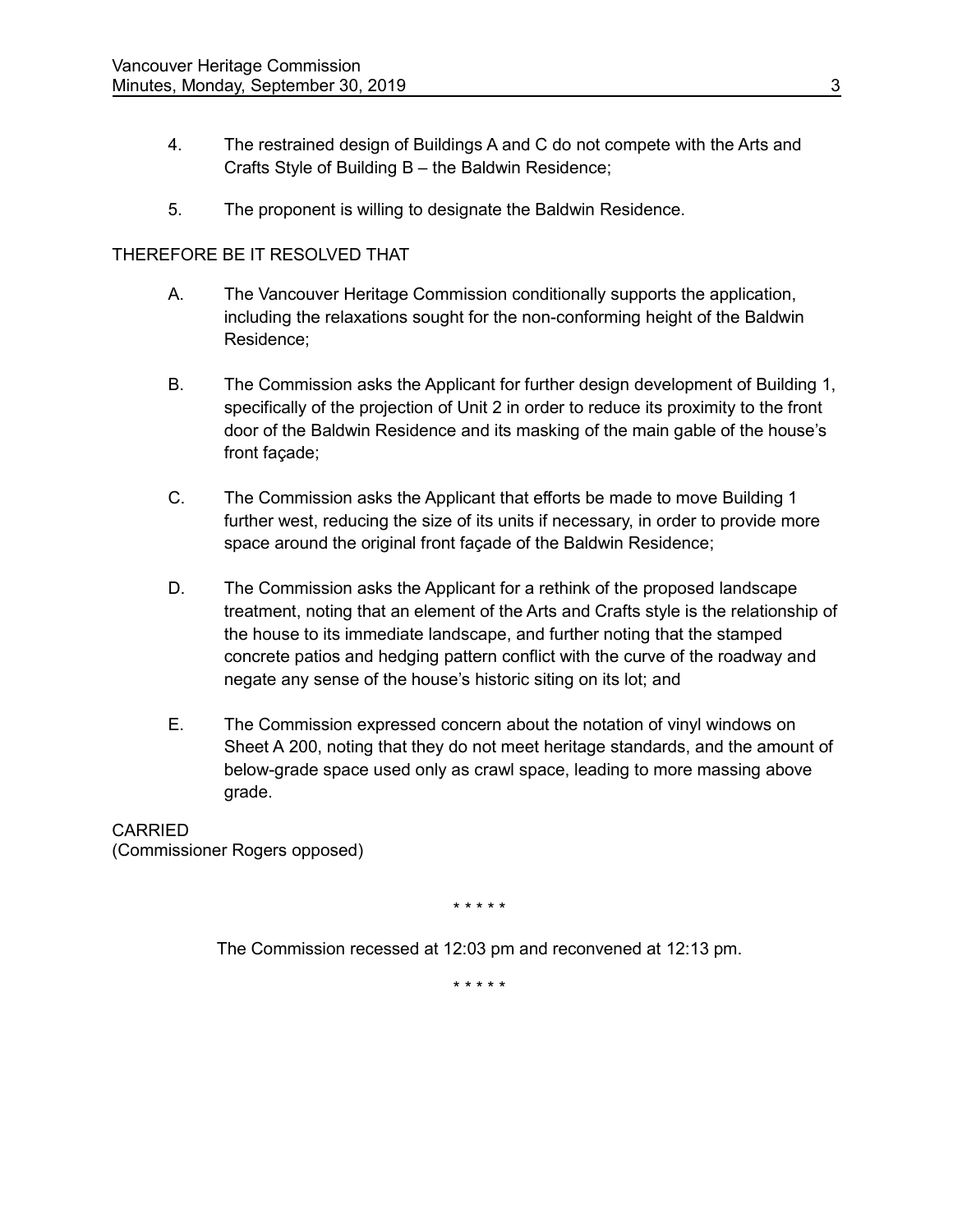4. The restrained design of Buildings A and C do not compete with the Arts and Crafts Style of Building B – the Baldwin Residence;

5. The proponent is willing to designate the Baldwin Residence.

THEREFORE BE IT RESOLVED THAT

A. The Vancouver Heritage Commission conditionally supports the application, including the relaxations sought for the non-conforming height of the Baldwin Residence;

B. The Commission asks the Applicant for further design development of Building 1, specifically of the projection of Unit 2 in order to reduce its proximity to the front door of the Baldwin Residence and its masking of the main gable of the house's front façade;

C. The Commission asks the Applicant that efforts be made to move Building 1 further west, reducing the size of its units if necessary, in order to provide more space around the original front façade of the Baldwin Residence;

D. The Commission asks the Applicant for a rethink of the proposed landscape treatment, noting that an element of the Arts and Crafts style is the relationship of the house to its immediate landscape, and further noting that the stamped concrete patios and hedging pattern conflict with the curve of the roadway and negate any sense of the house's historic siting on its lot; and

E. The Commission expressed concern about the notation of vinyl windows on Sheet A 200, noting that they do not meet heritage standards, and the amount of below-grade space used only as crawl space, leading to more massing above grade.

CARRIED
(Commissioner Rogers opposed)

\* \* \* \* \*

The Commission recessed at 12:03 pm and reconvened at 12:13 pm.

\* \* \* \* \*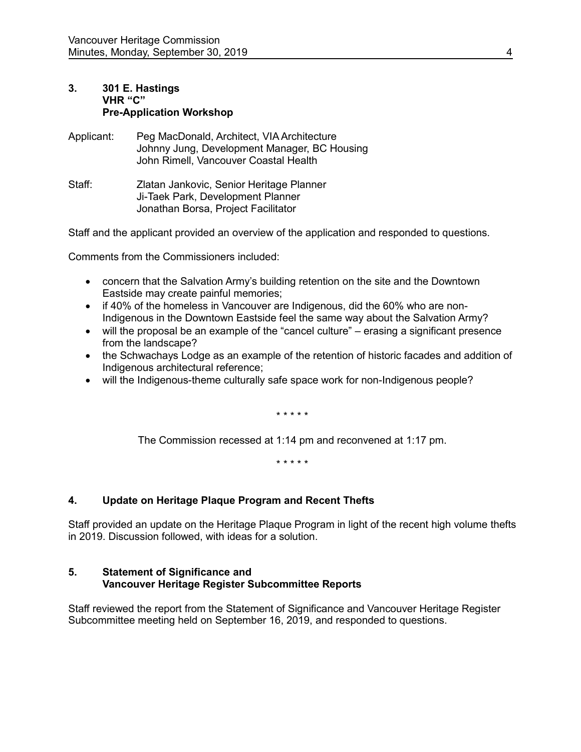**3. 301 E. Hastings**
**VHR "C"**
**Pre-Application Workshop**

Applicant: Peg MacDonald, Architect, VIA Architecture
Johnny Jung, Development Manager, BC Housing
John Rimell, Vancouver Coastal Health

Staff: Zlatan Jankovic, Senior Heritage Planner
Ji-Taek Park, Development Planner
Jonathan Borsa, Project Facilitator

Staff and the applicant provided an overview of the application and responded to questions.

Comments from the Commissioners included:

- concern that the Salvation Army's building retention on the site and the Downtown Eastside may create painful memories;
- if 40% of the homeless in Vancouver are Indigenous, did the 60% who are non-Indigenous in the Downtown Eastside feel the same way about the Salvation Army?
- will the proposal be an example of the "cancel culture" – erasing a significant presence from the landscape?
- the Schwachays Lodge as an example of the retention of historic facades and addition of Indigenous architectural reference;
- will the Indigenous-theme culturally safe space work for non-Indigenous people?

\* \* \* \* \*

The Commission recessed at 1:14 pm and reconvened at 1:17 pm.

\* \* \* \* \*

**4. Update on Heritage Plaque Program and Recent Thefts**

Staff provided an update on the Heritage Plaque Program in light of the recent high volume thefts in 2019. Discussion followed, with ideas for a solution.

**5. Statement of Significance and**
**Vancouver Heritage Register Subcommittee Reports**

Staff reviewed the report from the Statement of Significance and Vancouver Heritage Register Subcommittee meeting held on September 16, 2019, and responded to questions.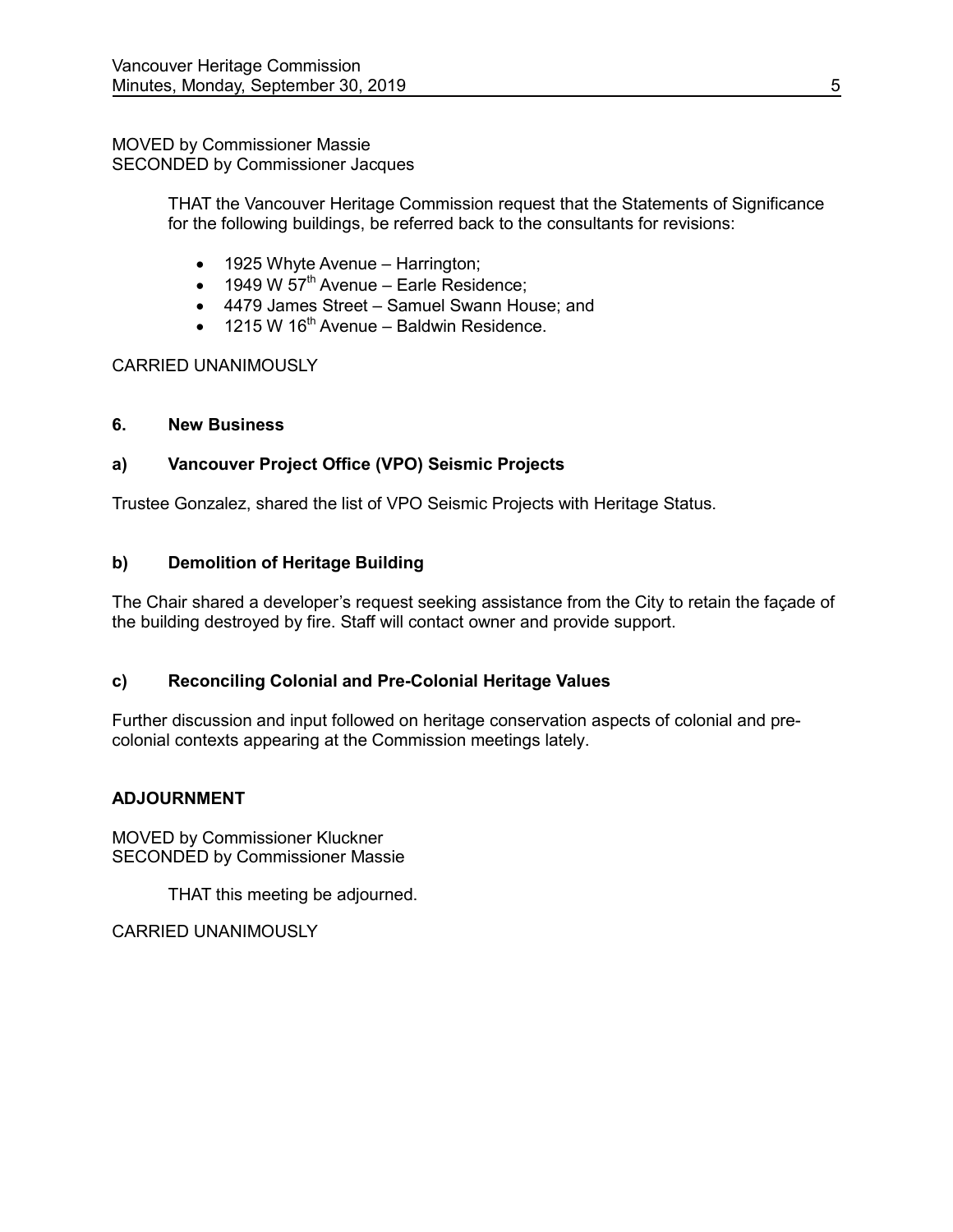MOVED by Commissioner Massie
SECONDED by Commissioner Jacques

> THAT the Vancouver Heritage Commission request that the Statements of Significance for the following buildings, be referred back to the consultants for revisions:
>
> - 1925 Whyte Avenue – Harrington;
> - 1949 W 57th Avenue – Earle Residence;
> - 4479 James Street – Samuel Swann House; and
> - 1215 W 16th Avenue – Baldwin Residence.

CARRIED UNANIMOUSLY

## 6. New Business

### a) Vancouver Project Office (VPO) Seismic Projects

Trustee Gonzalez, shared the list of VPO Seismic Projects with Heritage Status.

### b) Demolition of Heritage Building

The Chair shared a developer's request seeking assistance from the City to retain the façade of the building destroyed by fire. Staff will contact owner and provide support.

### c) Reconciling Colonial and Pre-Colonial Heritage Values

Further discussion and input followed on heritage conservation aspects of colonial and pre-colonial contexts appearing at the Commission meetings lately.

## ADJOURNMENT

MOVED by Commissioner Kluckner
SECONDED by Commissioner Massie

> THAT this meeting be adjourned.

CARRIED UNANIMOUSLY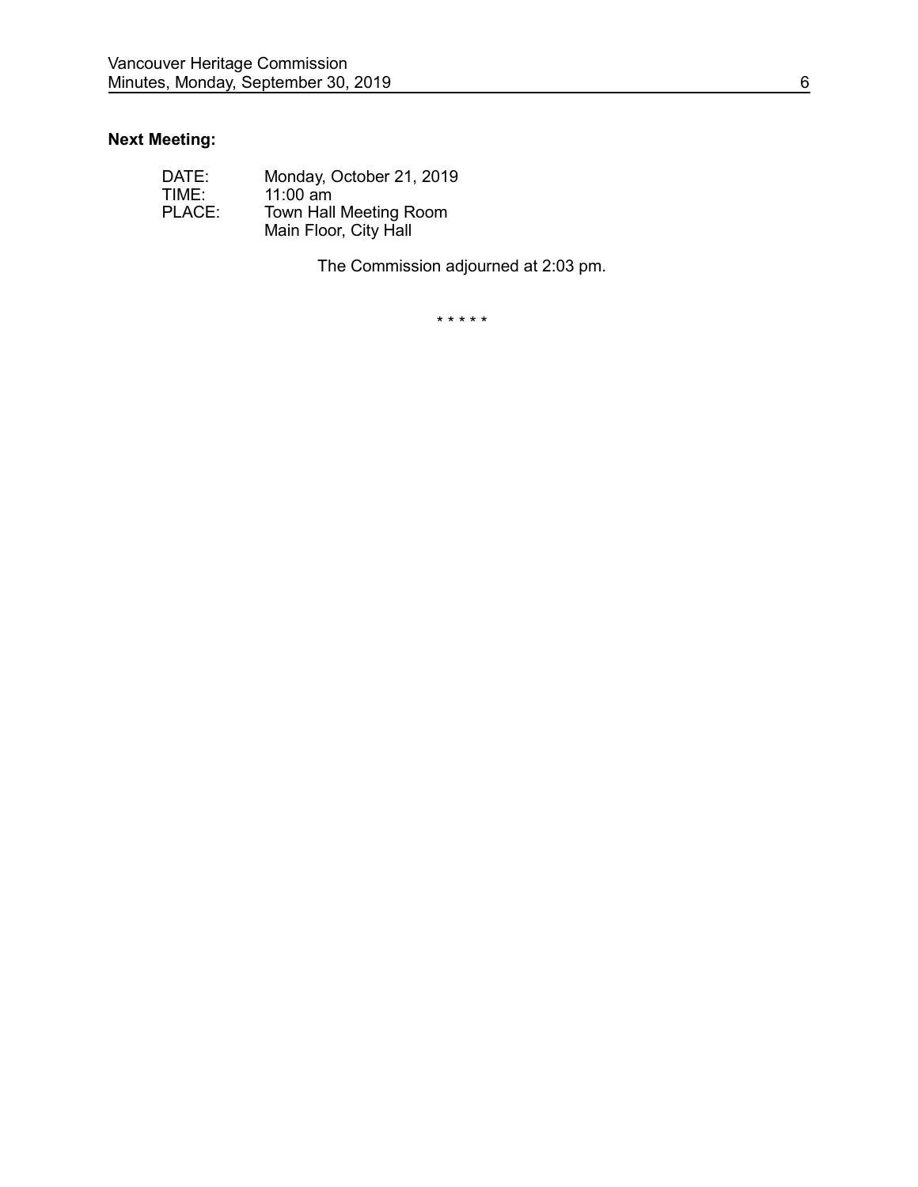**Next Meeting:**

DATE: Monday, October 21, 2019
TIME: 11:00 am
PLACE: Town Hall Meeting Room
Main Floor, City Hall

The Commission adjourned at 2:03 pm.

\* \* \* \* \*